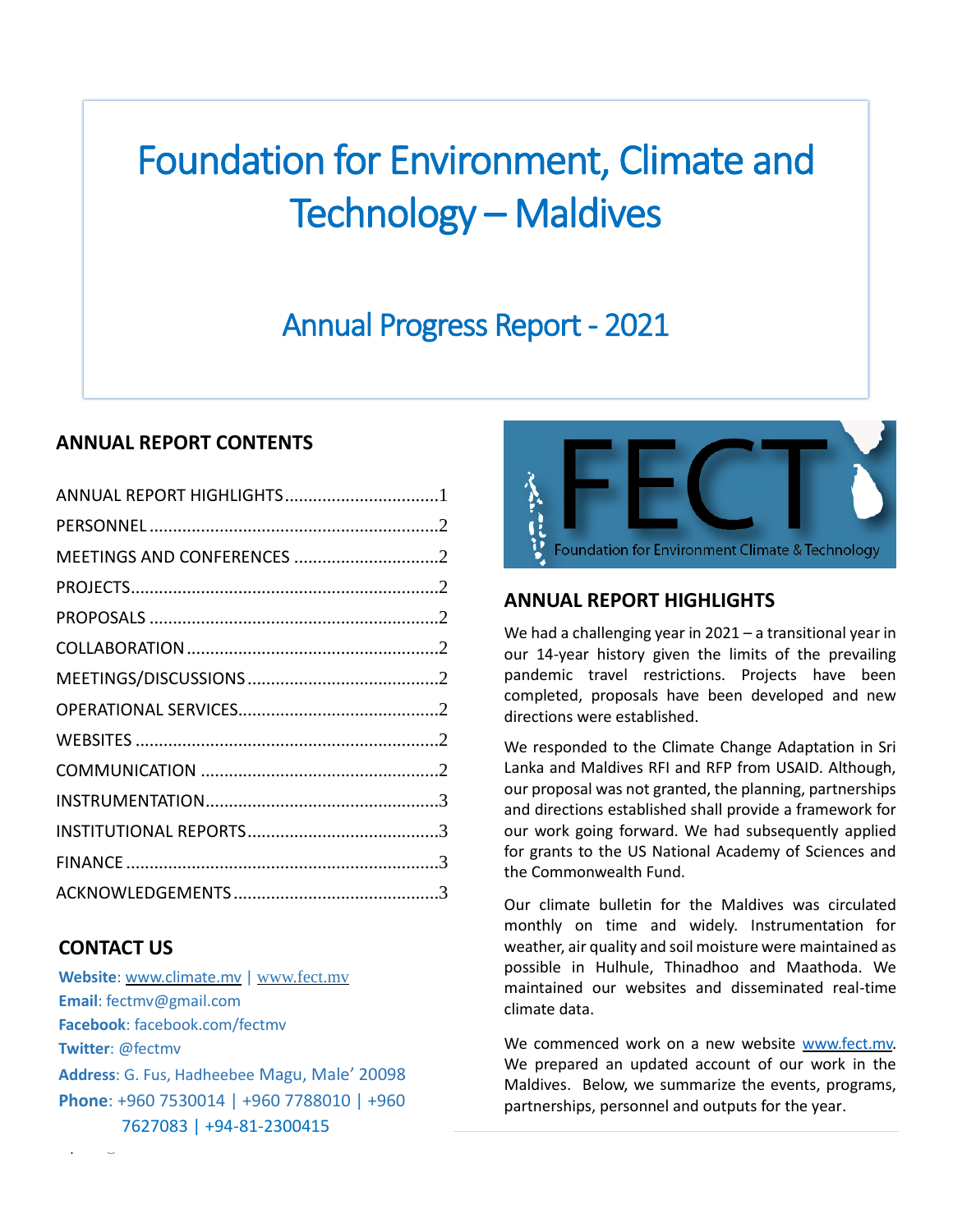# Foundation for Environment, Climate and Technology – Maldives

## Annual Progress Report - 2021

### ANNUAL REPORT CONTENTS

ANNUAL REPORT HIGHLIGHTS.................................1
PERSONNEL.............................................................2
MEETINGS AND CONFERENCES ...............................2
PROJECTS.................................................................2
PROPOSALS .............................................................2
COLLABORATION.....................................................2
MEETINGS/DISCUSSIONS.........................................2
OPERATIONAL SERVICES..........................................2
WEBSITES ................................................................2
COMMUNICATION ..................................................2
INSTRUMENTATION..................................................3
INSTITUTIONAL REPORTS.........................................3
FINANCE ..................................................................3
ACKNOWLEDGEMENTS............................................3

### CONTACT US

**Website**: www.climate.mv | www.fect.mv
**Email**: fectmv@gmail.com
**Facebook**: facebook.com/fectmv
**Twitter**: @fectmv
**Address**: G. Fus, Hadheebee Magu, Male' 20098
**Phone**: +960 7530014 | +960 7788010 | +960 7627083 | +94-81-2300415

FECT
Foundation for Environment Climate & Technology

### ANNUAL REPORT HIGHLIGHTS

We had a challenging year in 2021 – a transitional year in our 14-year history given the limits of the prevailing pandemic travel restrictions. Projects have been completed, proposals have been developed and new directions were established.

We responded to the Climate Change Adaptation in Sri Lanka and Maldives RFI and RFP from USAID. Although, our proposal was not granted, the planning, partnerships and directions established shall provide a framework for our work going forward. We had subsequently applied for grants to the US National Academy of Sciences and the Commonwealth Fund.

Our climate bulletin for the Maldives was circulated monthly on time and widely. Instrumentation for weather, air quality and soil moisture were maintained as possible in Hulhule, Thinadhoo and Maathoda. We maintained our websites and disseminated real-time climate data.

We commenced work on a new website www.fect.mv. We prepared an updated account of our work in the Maldives. Below, we summarize the events, programs, partnerships, personnel and outputs for the year.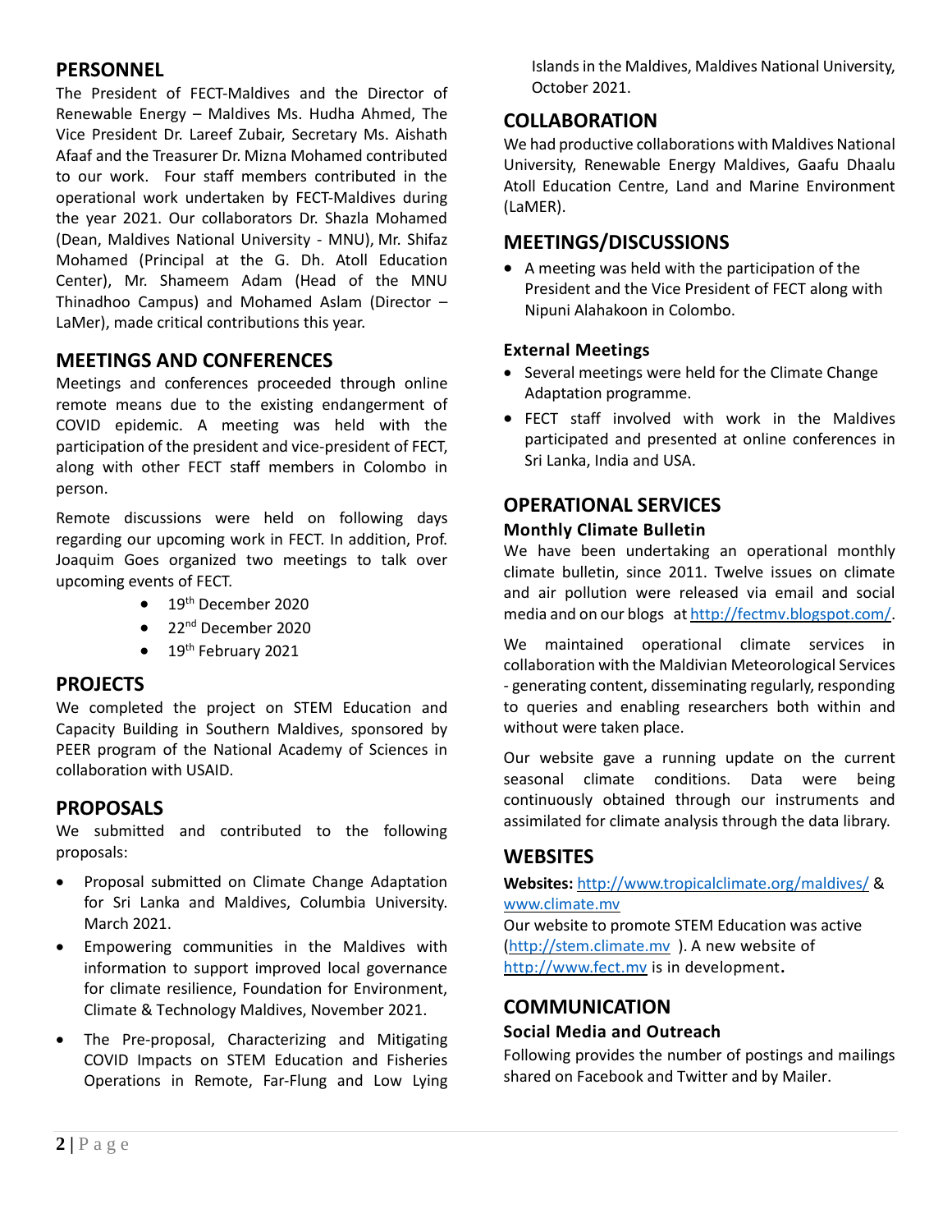## PERSONNEL

The President of FECT-Maldives and the Director of Renewable Energy – Maldives Ms. Hudha Ahmed, The Vice President Dr. Lareef Zubair, Secretary Ms. Aishath Afaaf and the Treasurer Dr. Mizna Mohamed contributed to our work. Four staff members contributed in the operational work undertaken by FECT-Maldives during the year 2021. Our collaborators Dr. Shazla Mohamed (Dean, Maldives National University - MNU), Mr. Shifaz Mohamed (Principal at the G. Dh. Atoll Education Center), Mr. Shameem Adam (Head of the MNU Thinadhoo Campus) and Mohamed Aslam (Director – LaMer), made critical contributions this year.

## MEETINGS AND CONFERENCES

Meetings and conferences proceeded through online remote means due to the existing endangerment of COVID epidemic. A meeting was held with the participation of the president and vice-president of FECT, along with other FECT staff members in Colombo in person.

Remote discussions were held on following days regarding our upcoming work in FECT. In addition, Prof. Joaquim Goes organized two meetings to talk over upcoming events of FECT.

- 19th December 2020
- 22nd December 2020
- 19th February 2021

## PROJECTS

We completed the project on STEM Education and Capacity Building in Southern Maldives, sponsored by PEER program of the National Academy of Sciences in collaboration with USAID.

## PROPOSALS

We submitted and contributed to the following proposals:

- Proposal submitted on Climate Change Adaptation for Sri Lanka and Maldives, Columbia University. March 2021.
- Empowering communities in the Maldives with information to support improved local governance for climate resilience, Foundation for Environment, Climate & Technology Maldives, November 2021.
- The Pre-proposal, Characterizing and Mitigating COVID Impacts on STEM Education and Fisheries Operations in Remote, Far-Flung and Low Lying Islands in the Maldives, Maldives National University, October 2021.

## COLLABORATION

We had productive collaborations with Maldives National University, Renewable Energy Maldives, Gaafu Dhaalu Atoll Education Centre, Land and Marine Environment (LaMER).

## MEETINGS/DISCUSSIONS

- A meeting was held with the participation of the President and the Vice President of FECT along with Nipuni Alahakoon in Colombo.

### External Meetings

- Several meetings were held for the Climate Change Adaptation programme.
- FECT staff involved with work in the Maldives participated and presented at online conferences in Sri Lanka, India and USA.

## OPERATIONAL SERVICES

### Monthly Climate Bulletin

We have been undertaking an operational monthly climate bulletin, since 2011. Twelve issues on climate and air pollution were released via email and social media and on our blogs at http://fectmv.blogspot.com/.

We maintained operational climate services in collaboration with the Maldivian Meteorological Services - generating content, disseminating regularly, responding to queries and enabling researchers both within and without were taken place.

Our website gave a running update on the current seasonal climate conditions. Data were being continuously obtained through our instruments and assimilated for climate analysis through the data library.

## WEBSITES

**Websites:** http://www.tropicalclimate.org/maldives/ & www.climate.mv

Our website to promote STEM Education was active (http://stem.climate.mv ). A new website of http://www.fect.mv is in development**.**

## COMMUNICATION

### Social Media and Outreach

Following provides the number of postings and mailings shared on Facebook and Twitter and by Mailer.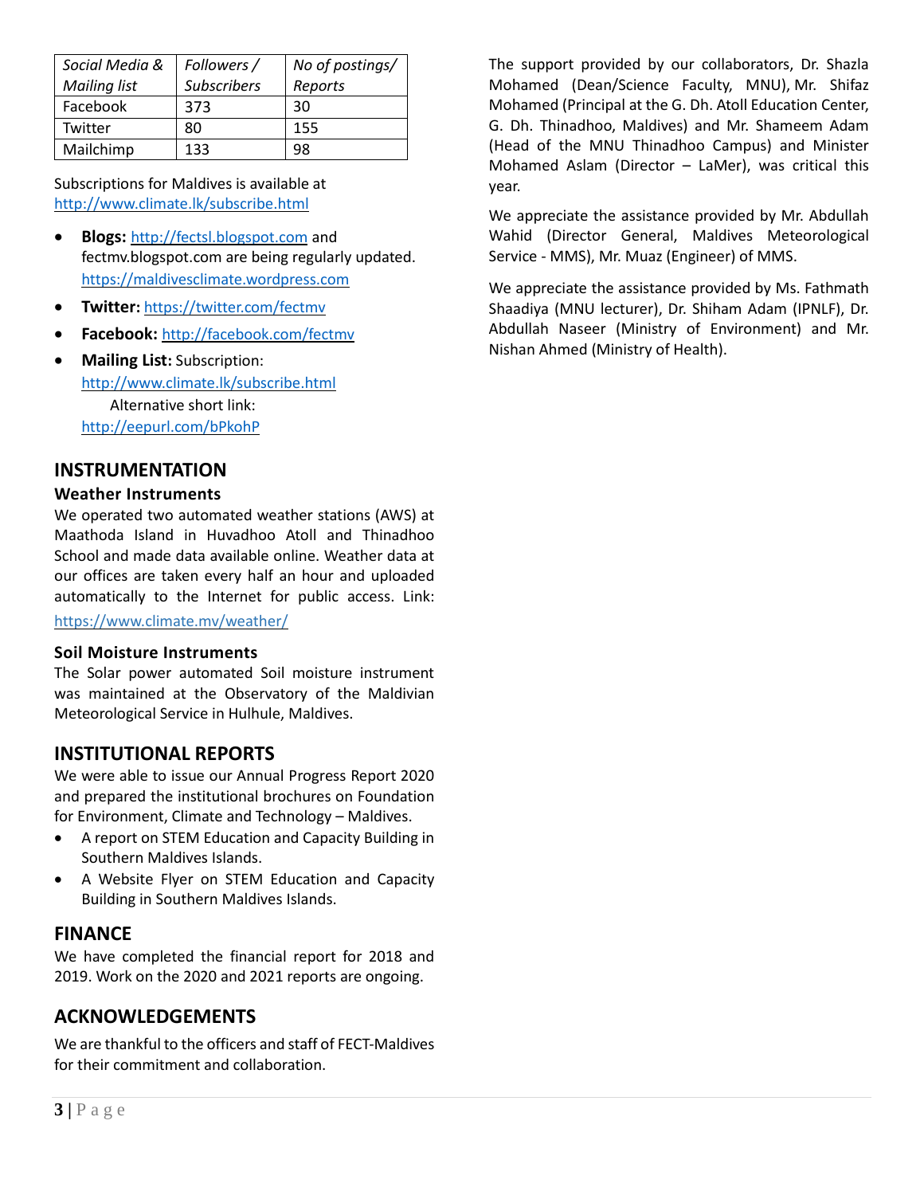| *Social Media & Mailing list* | *Followers / Subscribers* | *No of postings/ Reports* |
|---|---|---|
| Facebook | 373 | 30 |
| Twitter | 80 | 155 |
| Mailchimp | 133 | 98 |

Subscriptions for Maldives is available at http://www.climate.lk/subscribe.html

- **Blogs:** http://fectsl.blogspot.com and fectmv.blogspot.com are being regularly updated. https://maldivesclimate.wordpress.com
- **Twitter:** https://twitter.com/fectmv
- **Facebook:** http://facebook.com/fectmv
- **Mailing List:** Subscription: http://www.climate.lk/subscribe.html
  Alternative short link: http://eepurl.com/bPkohP

## INSTRUMENTATION

### Weather Instruments

We operated two automated weather stations (AWS) at Maathoda Island in Huvadhoo Atoll and Thinadhoo School and made data available online. Weather data at our offices are taken every half an hour and uploaded automatically to the Internet for public access. Link: https://www.climate.mv/weather/

### Soil Moisture Instruments

The Solar power automated Soil moisture instrument was maintained at the Observatory of the Maldivian Meteorological Service in Hulhule, Maldives.

## INSTITUTIONAL REPORTS

We were able to issue our Annual Progress Report 2020 and prepared the institutional brochures on Foundation for Environment, Climate and Technology – Maldives.

- A report on STEM Education and Capacity Building in Southern Maldives Islands.
- A Website Flyer on STEM Education and Capacity Building in Southern Maldives Islands.

## FINANCE

We have completed the financial report for 2018 and 2019. Work on the 2020 and 2021 reports are ongoing.

## ACKNOWLEDGEMENTS

We are thankful to the officers and staff of FECT-Maldives for their commitment and collaboration.

The support provided by our collaborators, Dr. Shazla Mohamed (Dean/Science Faculty, MNU), Mr. Shifaz Mohamed (Principal at the G. Dh. Atoll Education Center, G. Dh. Thinadhoo, Maldives) and Mr. Shameem Adam (Head of the MNU Thinadhoo Campus) and Minister Mohamed Aslam (Director – LaMer), was critical this year.

We appreciate the assistance provided by Mr. Abdullah Wahid (Director General, Maldives Meteorological Service - MMS), Mr. Muaz (Engineer) of MMS.

We appreciate the assistance provided by Ms. Fathmath Shaadiya (MNU lecturer), Dr. Shiham Adam (IPNLF), Dr. Abdullah Naseer (Ministry of Environment) and Mr. Nishan Ahmed (Ministry of Health).